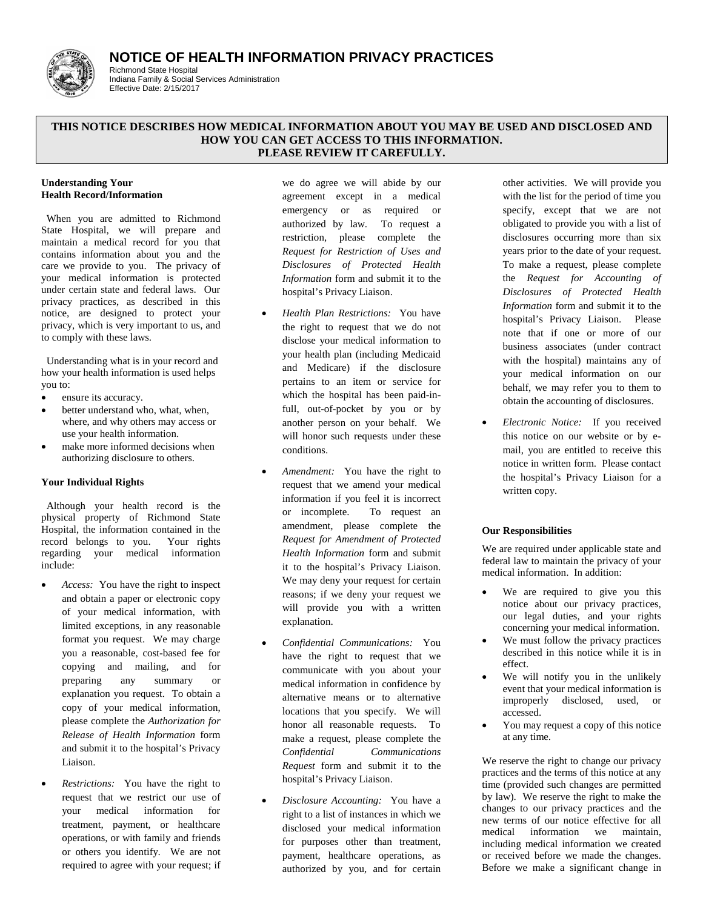# NOTICE OF HEALTH INFORMATION PRIVACY PRACTICES

Richmond State Hospital
Indiana Family & Social Services Administration
Effective Date: 2/15/2017

**THIS NOTICE DESCRIBES HOW MEDICAL INFORMATION ABOUT YOU MAY BE USED AND DISCLOSED AND HOW YOU CAN GET ACCESS TO THIS INFORMATION. PLEASE REVIEW IT CAREFULLY.**

### Understanding Your Health Record/Information

When you are admitted to Richmond State Hospital, we will prepare and maintain a medical record for you that contains information about you and the care we provide to you. The privacy of your medical information is protected under certain state and federal laws. Our privacy practices, as described in this notice, are designed to protect your privacy, which is very important to us, and to comply with these laws.

Understanding what is in your record and how your health information is used helps you to:

- ensure its accuracy.
- better understand who, what, when, where, and why others may access or use your health information.
- make more informed decisions when authorizing disclosure to others.

### Your Individual Rights

Although your health record is the physical property of Richmond State Hospital, the information contained in the record belongs to you. Your rights regarding your medical information include:

- *Access:* You have the right to inspect and obtain a paper or electronic copy of your medical information, with limited exceptions, in any reasonable format you request. We may charge you a reasonable, cost-based fee for copying and mailing, and for preparing any summary or explanation you request. To obtain a copy of your medical information, please complete the *Authorization for Release of Health Information* form and submit it to the hospital's Privacy Liaison.
- *Restrictions:* You have the right to request that we restrict our use of your medical information for treatment, payment, or healthcare operations, or with family and friends or others you identify. We are not required to agree with your request; if we do agree we will abide by our agreement except in a medical emergency or as required or authorized by law. To request a restriction, please complete the *Request for Restriction of Uses and Disclosures of Protected Health Information* form and submit it to the hospital's Privacy Liaison.
- *Health Plan Restrictions:* You have the right to request that we do not disclose your medical information to your health plan (including Medicaid and Medicare) if the disclosure pertains to an item or service for which the hospital has been paid-in-full, out-of-pocket by you or by another person on your behalf. We will honor such requests under these conditions.
- *Amendment:* You have the right to request that we amend your medical information if you feel it is incorrect or incomplete. To request an amendment, please complete the *Request for Amendment of Protected Health Information* form and submit it to the hospital's Privacy Liaison. We may deny your request for certain reasons; if we deny your request we will provide you with a written explanation.
- *Confidential Communications:* You have the right to request that we communicate with you about your medical information in confidence by alternative means or to alternative locations that you specify. We will honor all reasonable requests. To make a request, please complete the *Confidential Communications Request* form and submit it to the hospital's Privacy Liaison.
- *Disclosure Accounting:* You have a right to a list of instances in which we disclosed your medical information for purposes other than treatment, payment, healthcare operations, as authorized by you, and for certain other activities. We will provide you with the list for the period of time you specify, except that we are not obligated to provide you with a list of disclosures occurring more than six years prior to the date of your request. To make a request, please complete the *Request for Accounting of Disclosures of Protected Health Information* form and submit it to the hospital's Privacy Liaison. Please note that if one or more of our business associates (under contract with the hospital) maintains any of your medical information on our behalf, we may refer you to them to obtain the accounting of disclosures.
- *Electronic Notice:* If you received this notice on our website or by e-mail, you are entitled to receive this notice in written form. Please contact the hospital's Privacy Liaison for a written copy.

### Our Responsibilities

We are required under applicable state and federal law to maintain the privacy of your medical information. In addition:

- We are required to give you this notice about our privacy practices, our legal duties, and your rights concerning your medical information.
- We must follow the privacy practices described in this notice while it is in effect.
- We will notify you in the unlikely event that your medical information is improperly disclosed, used, or accessed.
- You may request a copy of this notice at any time.

We reserve the right to change our privacy practices and the terms of this notice at any time (provided such changes are permitted by law). We reserve the right to make the changes to our privacy practices and the new terms of our notice effective for all medical information we maintain, including medical information we created or received before we made the changes. Before we make a significant change in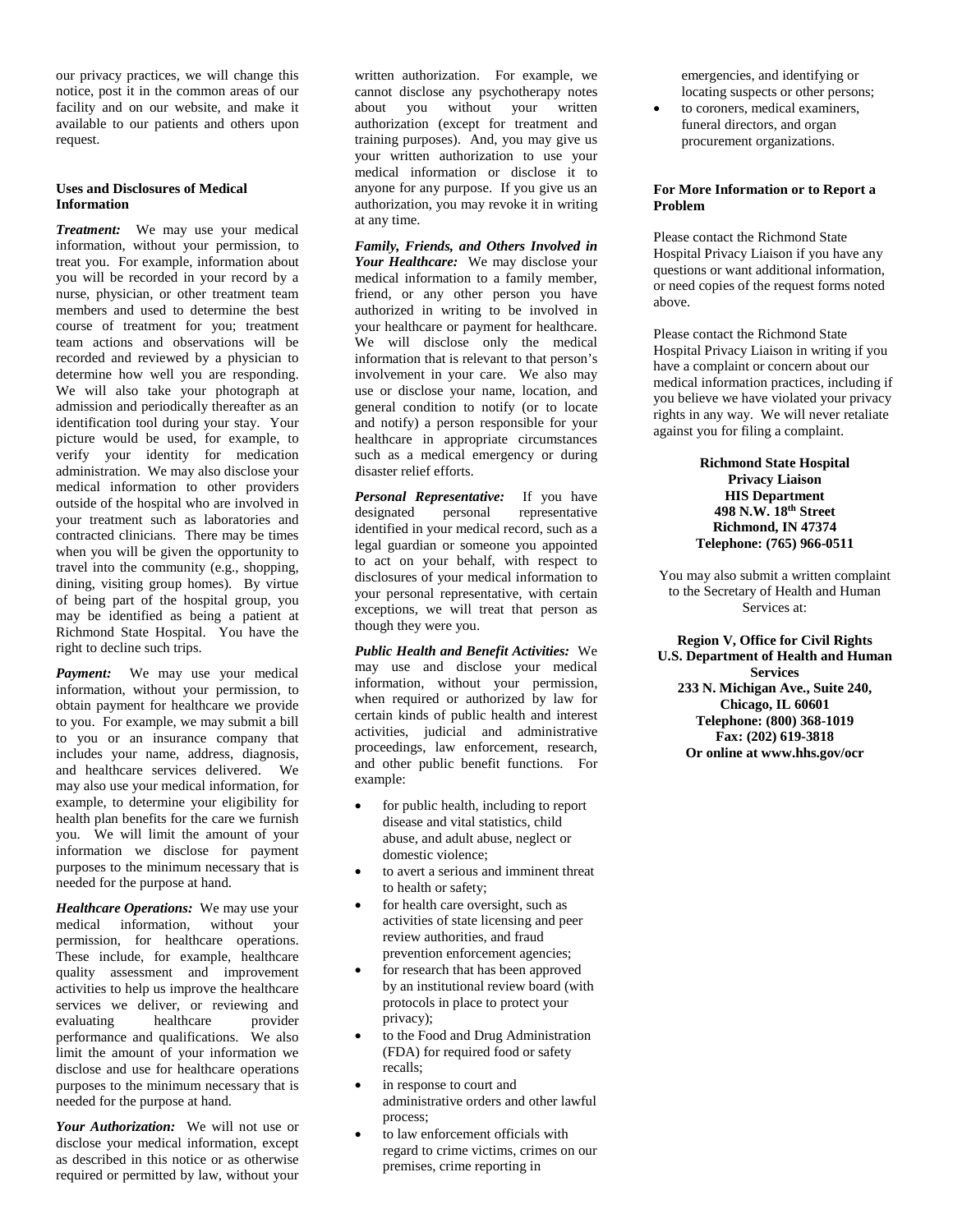our privacy practices, we will change this notice, post it in the common areas of our facility and on our website, and make it available to our patients and others upon request.

**Uses and Disclosures of Medical Information**

***Treatment:*** We may use your medical information, without your permission, to treat you. For example, information about you will be recorded in your record by a nurse, physician, or other treatment team members and used to determine the best course of treatment for you; treatment team actions and observations will be recorded and reviewed by a physician to determine how well you are responding. We will also take your photograph at admission and periodically thereafter as an identification tool during your stay. Your picture would be used, for example, to verify your identity for medication administration. We may also disclose your medical information to other providers outside of the hospital who are involved in your treatment such as laboratories and contracted clinicians. There may be times when you will be given the opportunity to travel into the community (e.g., shopping, dining, visiting group homes). By virtue of being part of the hospital group, you may be identified as being a patient at Richmond State Hospital. You have the right to decline such trips.

***Payment:*** We may use your medical information, without your permission, to obtain payment for healthcare we provide to you. For example, we may submit a bill to you or an insurance company that includes your name, address, diagnosis, and healthcare services delivered. We may also use your medical information, for example, to determine your eligibility for health plan benefits for the care we furnish you. We will limit the amount of your information we disclose for payment purposes to the minimum necessary that is needed for the purpose at hand.

***Healthcare Operations:*** We may use your medical information, without your permission, for healthcare operations. These include, for example, healthcare quality assessment and improvement activities to help us improve the healthcare services we deliver, or reviewing and evaluating healthcare provider performance and qualifications. We also limit the amount of your information we disclose and use for healthcare operations purposes to the minimum necessary that is needed for the purpose at hand.

***Your Authorization:*** We will not use or disclose your medical information, except as described in this notice or as otherwise required or permitted by law, without your written authorization. For example, we cannot disclose any psychotherapy notes about you without your written authorization (except for treatment and training purposes). And, you may give us your written authorization to use your medical information or disclose it to anyone for any purpose. If you give us an authorization, you may revoke it in writing at any time.

***Family, Friends, and Others Involved in Your Healthcare:*** We may disclose your medical information to a family member, friend, or any other person you have authorized in writing to be involved in your healthcare or payment for healthcare. We will disclose only the medical information that is relevant to that person's involvement in your care. We also may use or disclose your name, location, and general condition to notify (or to locate and notify) a person responsible for your healthcare in appropriate circumstances such as a medical emergency or during disaster relief efforts.

***Personal Representative:*** If you have designated personal representative identified in your medical record, such as a legal guardian or someone you appointed to act on your behalf, with respect to disclosures of your medical information to your personal representative, with certain exceptions, we will treat that person as though they were you.

***Public Health and Benefit Activities:*** We may use and disclose your medical information, without your permission, when required or authorized by law for certain kinds of public health and interest activities, judicial and administrative proceedings, law enforcement, research, and other public benefit functions. For example:

- for public health, including to report disease and vital statistics, child abuse, and adult abuse, neglect or domestic violence;
- to avert a serious and imminent threat to health or safety;
- for health care oversight, such as activities of state licensing and peer review authorities, and fraud prevention enforcement agencies;
- for research that has been approved by an institutional review board (with protocols in place to protect your privacy);
- to the Food and Drug Administration (FDA) for required food or safety recalls;
- in response to court and administrative orders and other lawful process;
- to law enforcement officials with regard to crime victims, crimes on our premises, crime reporting in emergencies, and identifying or locating suspects or other persons;
- to coroners, medical examiners, funeral directors, and organ procurement organizations.

**For More Information or to Report a Problem**

Please contact the Richmond State Hospital Privacy Liaison if you have any questions or want additional information, or need copies of the request forms noted above.

Please contact the Richmond State Hospital Privacy Liaison in writing if you have a complaint or concern about our medical information practices, including if you believe we have violated your privacy rights in any way. We will never retaliate against you for filing a complaint.

**Richmond State Hospital**
**Privacy Liaison**
**HIS Department**
**498 N.W. 18th Street**
**Richmond, IN 47374**
**Telephone: (765) 966-0511**

You may also submit a written complaint to the Secretary of Health and Human Services at:

**Region V, Office for Civil Rights**
**U.S. Department of Health and Human Services**
**233 N. Michigan Ave., Suite 240,**
**Chicago, IL 60601**
**Telephone: (800) 368-1019**
**Fax: (202) 619-3818**
**Or online at www.hhs.gov/ocr**